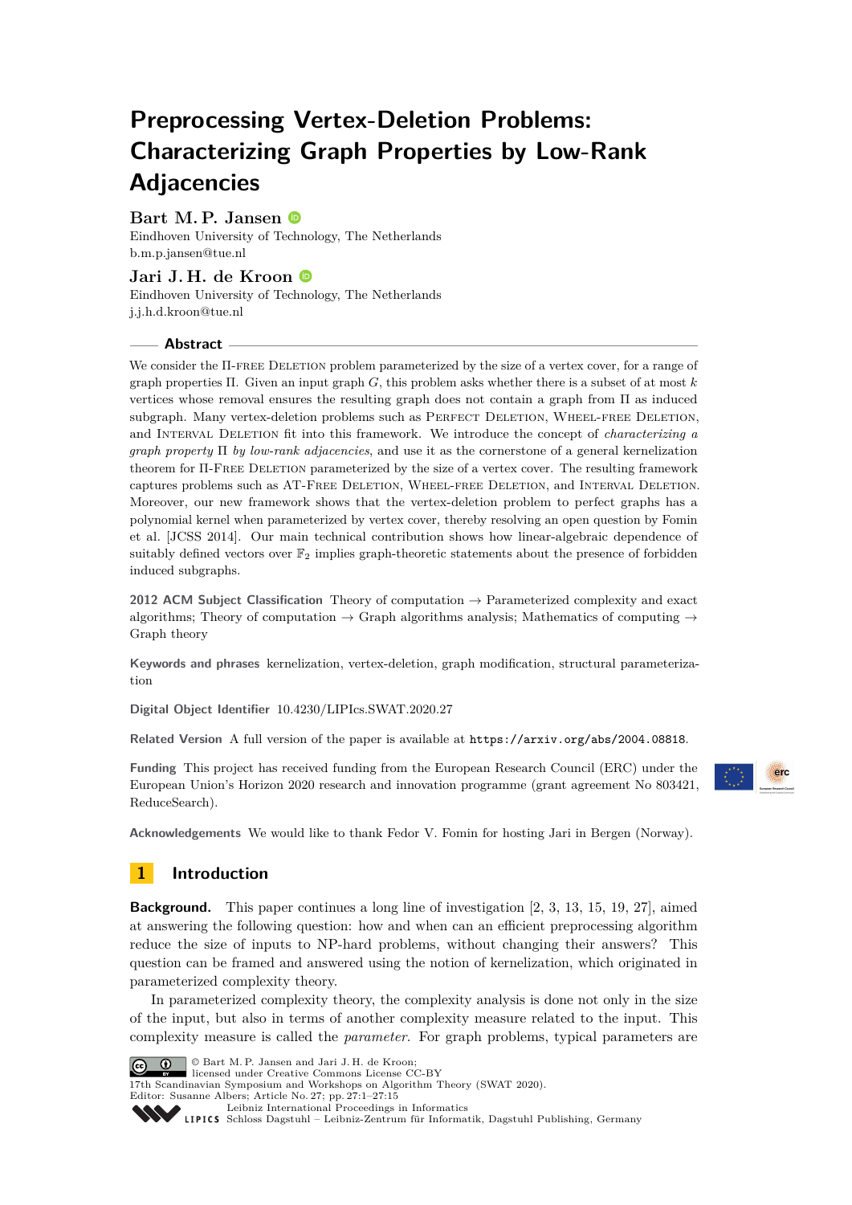# Preprocessing Vertex-Deletion Problems: Characterizing Graph Properties by Low-Rank Adjacencies

**Bart M. P. Jansen**
Eindhoven University of Technology, The Netherlands
b.m.p.jansen@tue.nl

**Jari J. H. de Kroon**
Eindhoven University of Technology, The Netherlands
j.j.h.d.kroon@tue.nl

## Abstract

We consider the $\Pi$-free Deletion problem parameterized by the size of a vertex cover, for a range of graph properties $\Pi$. Given an input graph $G$, this problem asks whether there is a subset of at most $k$ vertices whose removal ensures the resulting graph does not contain a graph from $\Pi$ as induced subgraph. Many vertex-deletion problems such as Perfect Deletion, Wheel-free Deletion, and Interval Deletion fit into this framework. We introduce the concept of *characterizing a graph property* $\Pi$ *by low-rank adjacencies*, and use it as the cornerstone of a general kernelization theorem for $\Pi$-Free Deletion parameterized by the size of a vertex cover. The resulting framework captures problems such as AT-Free Deletion, Wheel-free Deletion, and Interval Deletion. Moreover, our new framework shows that the vertex-deletion problem to perfect graphs has a polynomial kernel when parameterized by vertex cover, thereby resolving an open question by Fomin et al. [JCSS 2014]. Our main technical contribution shows how linear-algebraic dependence of suitably defined vectors over $\mathbb{F}_2$ implies graph-theoretic statements about the presence of forbidden induced subgraphs.

**2012 ACM Subject Classification** Theory of computation → Parameterized complexity and exact algorithms; Theory of computation → Graph algorithms analysis; Mathematics of computing → Graph theory

**Keywords and phrases** kernelization, vertex-deletion, graph modification, structural parameterization

**Digital Object Identifier** 10.4230/LIPIcs.SWAT.2020.27

**Related Version** A full version of the paper is available at https://arxiv.org/abs/2004.08818.

**Funding** This project has received funding from the European Research Council (ERC) under the European Union's Horizon 2020 research and innovation programme (grant agreement No 803421, ReduceSearch).

**Acknowledgements** We would like to thank Fedor V. Fomin for hosting Jari in Bergen (Norway).

## 1 Introduction

**Background.** This paper continues a long line of investigation [2, 3, 13, 15, 19, 27], aimed at answering the following question: how and when can an efficient preprocessing algorithm reduce the size of inputs to NP-hard problems, without changing their answers? This question can be framed and answered using the notion of kernelization, which originated in parameterized complexity theory.

In parameterized complexity theory, the complexity analysis is done not only in the size of the input, but also in terms of another complexity measure related to the input. This complexity measure is called the *parameter*. For graph problems, typical parameters are

© Bart M. P. Jansen and Jari J. H. de Kroon;
licensed under Creative Commons License CC-BY
17th Scandinavian Symposium and Workshops on Algorithm Theory (SWAT 2020).
Editor: Susanne Albers; Article No. 27; pp. 27:1–27:15
Leibniz International Proceedings in Informatics
Schloss Dagstuhl – Leibniz-Zentrum für Informatik, Dagstuhl Publishing, Germany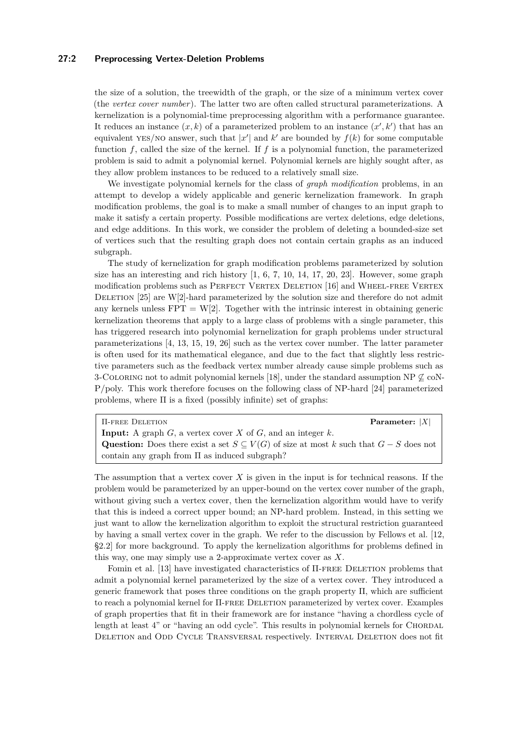the size of a solution, the treewidth of the graph, or the size of a minimum vertex cover (the *vertex cover number*). The latter two are often called structural parameterizations. A kernelization is a polynomial-time preprocessing algorithm with a performance guarantee. It reduces an instance $(x, k)$ of a parameterized problem to an instance $(x', k')$ that has an equivalent YES/NO answer, such that $|x'|$ and $k'$ are bounded by $f(k)$ for some computable function $f$, called the size of the kernel. If $f$ is a polynomial function, the parameterized problem is said to admit a polynomial kernel. Polynomial kernels are highly sought after, as they allow problem instances to be reduced to a relatively small size.

We investigate polynomial kernels for the class of *graph modification* problems, in an attempt to develop a widely applicable and generic kernelization framework. In graph modification problems, the goal is to make a small number of changes to an input graph to make it satisfy a certain property. Possible modifications are vertex deletions, edge deletions, and edge additions. In this work, we consider the problem of deleting a bounded-size set of vertices such that the resulting graph does not contain certain graphs as an induced subgraph.

The study of kernelization for graph modification problems parameterized by solution size has an interesting and rich history [1, 6, 7, 10, 14, 17, 20, 23]. However, some graph modification problems such as PERFECT VERTEX DELETION [16] and WHEEL-FREE VERTEX DELETION [25] are W[2]-hard parameterized by the solution size and therefore do not admit any kernels unless FPT = W[2]. Together with the intrinsic interest in obtaining generic kernelization theorems that apply to a large class of problems with a single parameter, this has triggered research into polynomial kernelization for graph problems under structural parameterizations [4, 13, 15, 19, 26] such as the vertex cover number. The latter parameter is often used for its mathematical elegance, and due to the fact that slightly less restrictive parameters such as the feedback vertex number already cause simple problems such as 3-COLORING not to admit polynomial kernels [18], under the standard assumption NP $\not\subseteq$ coNP/poly. This work therefore focuses on the following class of NP-hard [24] parameterized problems, where $\Pi$ is a fixed (possibly infinite) set of graphs:

> $\Pi$-FREE DELETION **Parameter:** $|X|$
> **Input:** A graph $G$, a vertex cover $X$ of $G$, and an integer $k$.
> **Question:** Does there exist a set $S \subseteq V(G)$ of size at most $k$ such that $G - S$ does not contain any graph from $\Pi$ as induced subgraph?

The assumption that a vertex cover $X$ is given in the input is for technical reasons. If the problem would be parameterized by an upper-bound on the vertex cover number of the graph, without giving such a vertex cover, then the kernelization algorithm would have to verify that this is indeed a correct upper bound; an NP-hard problem. Instead, in this setting we just want to allow the kernelization algorithm to exploit the structural restriction guaranteed by having a small vertex cover in the graph. We refer to the discussion by Fellows et al. [12, §2.2] for more background. To apply the kernelization algorithms for problems defined in this way, one may simply use a 2-approximate vertex cover as $X$.

Fomin et al. [13] have investigated characteristics of $\Pi$-FREE DELETION problems that admit a polynomial kernel parameterized by the size of a vertex cover. They introduced a generic framework that poses three conditions on the graph property $\Pi$, which are sufficient to reach a polynomial kernel for $\Pi$-FREE DELETION parameterized by vertex cover. Examples of graph properties that fit in their framework are for instance "having a chordless cycle of length at least 4" or "having an odd cycle". This results in polynomial kernels for CHORDAL DELETION and ODD CYCLE TRANSVERSAL respectively. INTERVAL DELETION does not fit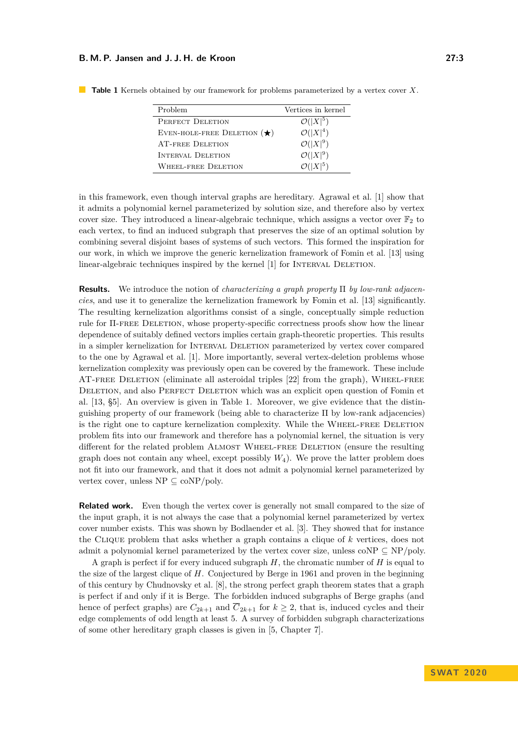**Table 1** Kernels obtained by our framework for problems parameterized by a vertex cover $X$.

| Problem | Vertices in kernel |
|---|---|
| Perfect Deletion | $\mathcal{O}(\|X\|^5)$ |
| Even-hole-free Deletion (★) | $\mathcal{O}(\|X\|^4)$ |
| AT-free Deletion | $\mathcal{O}(\|X\|^9)$ |
| Interval Deletion | $\mathcal{O}(\|X\|^9)$ |
| Wheel-free Deletion | $\mathcal{O}(\|X\|^5)$ |

in this framework, even though interval graphs are hereditary. Agrawal et al. [1] show that it admits a polynomial kernel parameterized by solution size, and therefore also by vertex cover size. They introduced a linear-algebraic technique, which assigns a vector over $\mathbb{F}_2$ to each vertex, to find an induced subgraph that preserves the size of an optimal solution by combining several disjoint bases of systems of such vectors. This formed the inspiration for our work, in which we improve the generic kernelization framework of Fomin et al. [13] using linear-algebraic techniques inspired by the kernel [1] for Interval Deletion.

**Results.** We introduce the notion of *characterizing a graph property* $\Pi$ *by low-rank adjacencies*, and use it to generalize the kernelization framework by Fomin et al. [13] significantly. The resulting kernelization algorithms consist of a single, conceptually simple reduction rule for $\Pi$-free Deletion, whose property-specific correctness proofs show how the linear dependence of suitably defined vectors implies certain graph-theoretic properties. This results in a simpler kernelization for Interval Deletion parameterized by vertex cover compared to the one by Agrawal et al. [1]. More importantly, several vertex-deletion problems whose kernelization complexity was previously open can be covered by the framework. These include AT-free Deletion (eliminate all asteroidal triples [22] from the graph), Wheel-free Deletion, and also Perfect Deletion which was an explicit open question of Fomin et al. [13, §5]. An overview is given in Table 1. Moreover, we give evidence that the distinguishing property of our framework (being able to characterize $\Pi$ by low-rank adjacencies) is the right one to capture kernelization complexity. While the Wheel-free Deletion problem fits into our framework and therefore has a polynomial kernel, the situation is very different for the related problem Almost Wheel-free Deletion (ensure the resulting graph does not contain any wheel, except possibly $W_4$). We prove the latter problem does not fit into our framework, and that it does not admit a polynomial kernel parameterized by vertex cover, unless NP $\subseteq$ coNP/poly.

**Related work.** Even though the vertex cover is generally not small compared to the size of the input graph, it is not always the case that a polynomial kernel parameterized by vertex cover number exists. This was shown by Bodlaender et al. [3]. They showed that for instance the Clique problem that asks whether a graph contains a clique of $k$ vertices, does not admit a polynomial kernel parameterized by the vertex cover size, unless coNP $\subseteq$ NP/poly.

A graph is perfect if for every induced subgraph $H$, the chromatic number of $H$ is equal to the size of the largest clique of $H$. Conjectured by Berge in 1961 and proven in the beginning of this century by Chudnovsky et al. [8], the strong perfect graph theorem states that a graph is perfect if and only if it is Berge. The forbidden induced subgraphs of Berge graphs (and hence of perfect graphs) are $C_{2k+1}$ and $\overline{C}_{2k+1}$ for $k \geq 2$, that is, induced cycles and their edge complements of odd length at least 5. A survey of forbidden subgraph characterizations of some other hereditary graph classes is given in [5, Chapter 7].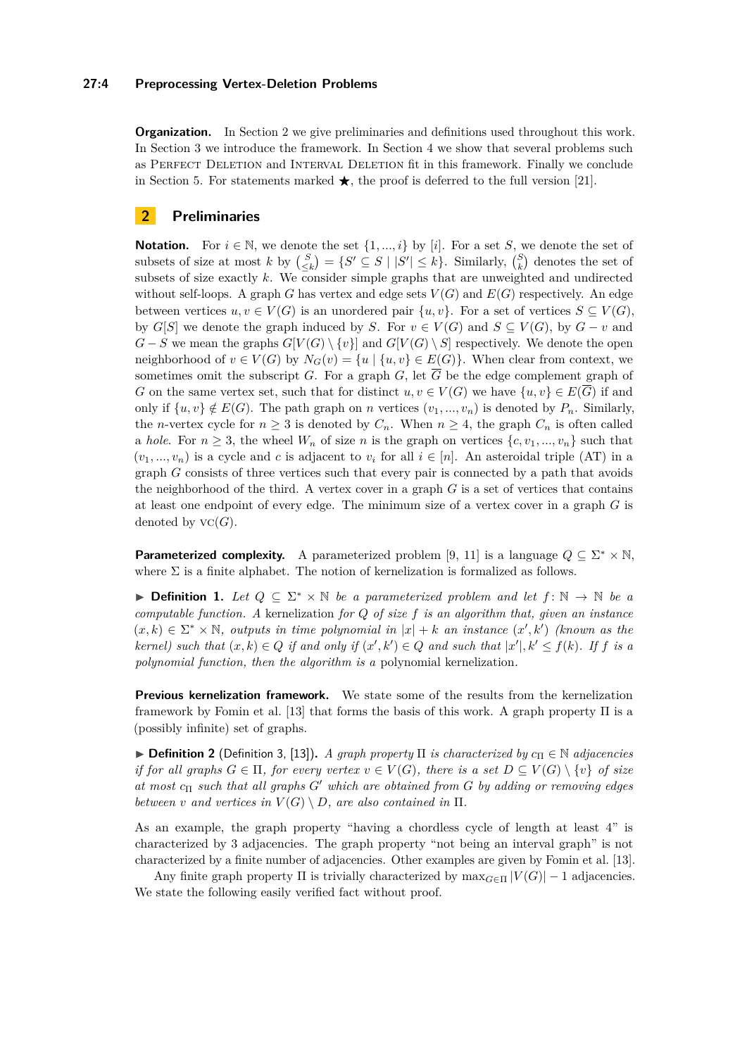**Organization.** In Section 2 we give preliminaries and definitions used throughout this work. In Section 3 we introduce the framework. In Section 4 we show that several problems such as Perfect Deletion and Interval Deletion fit in this framework. Finally we conclude in Section 5. For statements marked ★, the proof is deferred to the full version [21].

## 2 Preliminaries

**Notation.** For $i \in \mathbb{N}$, we denote the set $\{1, ..., i\}$ by $[i]$. For a set $S$, we denote the set of subsets of size at most $k$ by $\binom{S}{\leq k} = \{S' \subseteq S \mid |S'| \leq k\}$. Similarly, $\binom{S}{k}$ denotes the set of subsets of size exactly $k$. We consider simple graphs that are unweighted and undirected without self-loops. A graph $G$ has vertex and edge sets $V(G)$ and $E(G)$ respectively. An edge between vertices $u, v \in V(G)$ is an unordered pair $\{u, v\}$. For a set of vertices $S \subseteq V(G)$, by $G[S]$ we denote the graph induced by $S$. For $v \in V(G)$ and $S \subseteq V(G)$, by $G - v$ and $G - S$ we mean the graphs $G[V(G) \setminus \{v\}]$ and $G[V(G) \setminus S]$ respectively. We denote the open neighborhood of $v \in V(G)$ by $N_G(v) = \{u \mid \{u, v\} \in E(G)\}$. When clear from context, we sometimes omit the subscript $G$. For a graph $G$, let $\overline{G}$ be the edge complement graph of $G$ on the same vertex set, such that for distinct $u, v \in V(G)$ we have $\{u, v\} \in E(\overline{G})$ if and only if $\{u, v\} \notin E(G)$. The path graph on $n$ vertices $(v_1, ..., v_n)$ is denoted by $P_n$. Similarly, the $n$-vertex cycle for $n \geq 3$ is denoted by $C_n$. When $n \geq 4$, the graph $C_n$ is often called a *hole*. For $n \geq 3$, the wheel $W_n$ of size $n$ is the graph on vertices $\{c, v_1, ..., v_n\}$ such that $(v_1, ..., v_n)$ is a cycle and $c$ is adjacent to $v_i$ for all $i \in [n]$. An asteroidal triple (AT) in a graph $G$ consists of three vertices such that every pair is connected by a path that avoids the neighborhood of the third. A vertex cover in a graph $G$ is a set of vertices that contains at least one endpoint of every edge. The minimum size of a vertex cover in a graph $G$ is denoted by $\text{vc}(G)$.

**Parameterized complexity.** A parameterized problem [9, 11] is a language $Q \subseteq \Sigma^* \times \mathbb{N}$, where $\Sigma$ is a finite alphabet. The notion of kernelization is formalized as follows.

▶ **Definition 1.** *Let $Q \subseteq \Sigma^* \times \mathbb{N}$ be a parameterized problem and let $f\colon \mathbb{N} \to \mathbb{N}$ be a computable function. A* kernelization *for $Q$ of size $f$ is an algorithm that, given an instance $(x, k) \in \Sigma^* \times \mathbb{N}$, outputs in time polynomial in $|x| + k$ an instance $(x', k')$ (known as the kernel) such that $(x, k) \in Q$ if and only if $(x', k') \in Q$ and such that $|x'|, k' \leq f(k)$. If $f$ is a polynomial function, then the algorithm is a* polynomial kernelization*.*

**Previous kernelization framework.** We state some of the results from the kernelization framework by Fomin et al. [13] that forms the basis of this work. A graph property $\Pi$ is a (possibly infinite) set of graphs.

▶ **Definition 2** (Definition 3, [13]). *A graph property $\Pi$ is characterized by $c_\Pi \in \mathbb{N}$ adjacencies if for all graphs $G \in \Pi$, for every vertex $v \in V(G)$, there is a set $D \subseteq V(G) \setminus \{v\}$ of size at most $c_\Pi$ such that all graphs $G'$ which are obtained from $G$ by adding or removing edges between $v$ and vertices in $V(G) \setminus D$, are also contained in $\Pi$.*

As an example, the graph property "having a chordless cycle of length at least 4" is characterized by 3 adjacencies. The graph property "not being an interval graph" is not characterized by a finite number of adjacencies. Other examples are given by Fomin et al. [13].

Any finite graph property $\Pi$ is trivially characterized by $\max_{G \in \Pi} |V(G)| - 1$ adjacencies. We state the following easily verified fact without proof.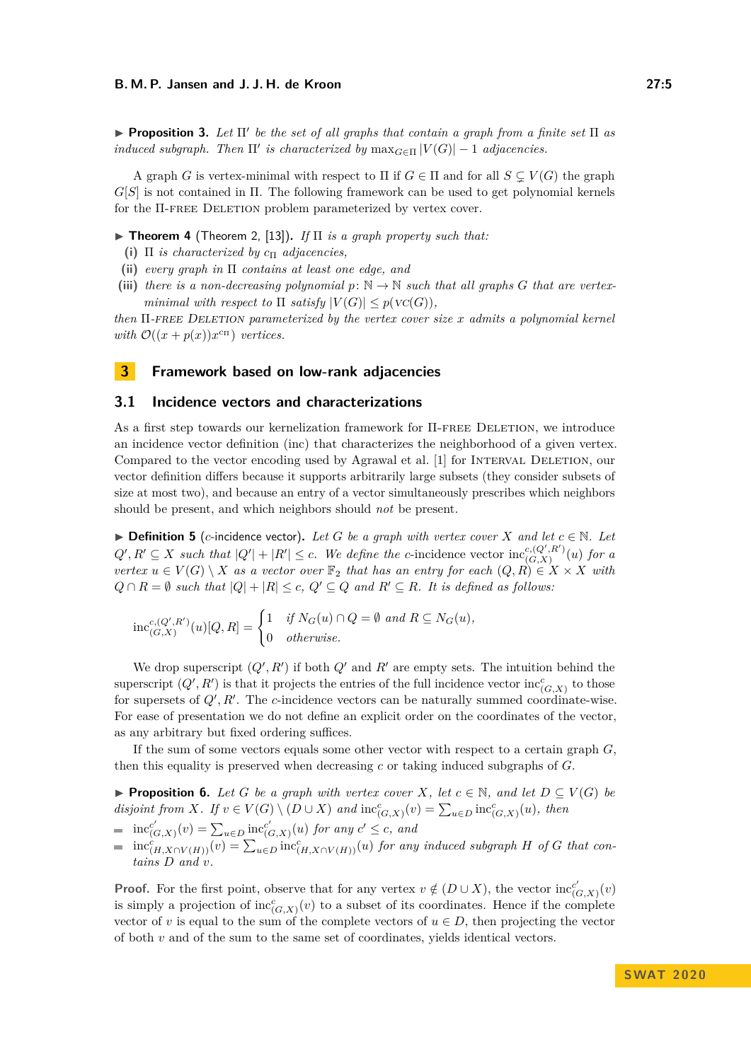▶ **Proposition 3.** *Let $\Pi'$ be the set of all graphs that contain a graph from a finite set $\Pi$ as induced subgraph. Then $\Pi'$ is characterized by $\max_{G \in \Pi} |V(G)| - 1$ adjacencies.*

A graph $G$ is vertex-minimal with respect to $\Pi$ if $G \in \Pi$ and for all $S \subsetneq V(G)$ the graph $G[S]$ is not contained in $\Pi$. The following framework can be used to get polynomial kernels for the $\Pi$-free Deletion problem parameterized by vertex cover.

▶ **Theorem 4** (Theorem 2, [13]). *If $\Pi$ is a graph property such that:*

**(i)** *$\Pi$ is characterized by $c_\Pi$ adjacencies,*

**(ii)** *every graph in $\Pi$ contains at least one edge, and*

**(iii)** *there is a non-decreasing polynomial $p\colon \mathbb{N} \to \mathbb{N}$ such that all graphs $G$ that are vertex-minimal with respect to $\Pi$ satisfy $|V(G)| \leq p(\textsc{vc}(G))$,*

*then $\Pi$-free Deletion parameterized by the vertex cover size $x$ admits a polynomial kernel with $\mathcal{O}((x + p(x))x^{c_\Pi})$ vertices.*

# 3 Framework based on low-rank adjacencies

## 3.1 Incidence vectors and characterizations

As a first step towards our kernelization framework for $\Pi$-free Deletion, we introduce an incidence vector definition (inc) that characterizes the neighborhood of a given vertex. Compared to the vector encoding used by Agrawal et al. [1] for Interval Deletion, our vector definition differs because it supports arbitrarily large subsets (they consider subsets of size at most two), and because an entry of a vector simultaneously prescribes which neighbors should be present, and which neighbors should *not* be present.

▶ **Definition 5** ($c$-incidence vector). *Let $G$ be a graph with vertex cover $X$ and let $c \in \mathbb{N}$. Let $Q', R' \subseteq X$ such that $|Q'| + |R'| \leq c$. We define the $c$-incidence vector $\text{inc}^{c,(Q',R')}_{(G,X)}(u)$ for a vertex $u \in V(G) \setminus X$ as a vector over $\mathbb{F}_2$ that has an entry for each $(Q, R) \in X \times X$ with $Q \cap R = \emptyset$ such that $|Q| + |R| \leq c$, $Q' \subseteq Q$ and $R' \subseteq R$. It is defined as follows:*

$$\text{inc}^{c,(Q',R')}_{(G,X)}(u)[Q,R] = \begin{cases} 1 & \text{if } N_G(u) \cap Q = \emptyset \text{ and } R \subseteq N_G(u), \\ 0 & \text{otherwise.} \end{cases}$$

We drop superscript $(Q', R')$ if both $Q'$ and $R'$ are empty sets. The intuition behind the superscript $(Q', R')$ is that it projects the entries of the full incidence vector $\text{inc}^c_{(G,X)}$ to those for supersets of $Q', R'$. The $c$-incidence vectors can be naturally summed coordinate-wise. For ease of presentation we do not define an explicit order on the coordinates of the vector, as any arbitrary but fixed ordering suffices.

If the sum of some vectors equals some other vector with respect to a certain graph $G$, then this equality is preserved when decreasing $c$ or taking induced subgraphs of $G$.

▶ **Proposition 6.** *Let $G$ be a graph with vertex cover $X$, let $c \in \mathbb{N}$, and let $D \subseteq V(G)$ be disjoint from $X$. If $v \in V(G) \setminus (D \cup X)$ and $\text{inc}^c_{(G,X)}(v) = \sum_{u \in D} \text{inc}^c_{(G,X)}(u)$, then*

- *$\text{inc}^{c'}_{(G,X)}(v) = \sum_{u \in D} \text{inc}^{c'}_{(G,X)}(u)$ for any $c' \leq c$, and*
- *$\text{inc}^c_{(H,X \cap V(H))}(v) = \sum_{u \in D} \text{inc}^c_{(H,X \cap V(H))}(u)$ for any induced subgraph $H$ of $G$ that contains $D$ and $v$.*

**Proof.** For the first point, observe that for any vertex $v \notin (D \cup X)$, the vector $\text{inc}^{c'}_{(G,X)}(v)$ is simply a projection of $\text{inc}^c_{(G,X)}(v)$ to a subset of its coordinates. Hence if the complete vector of $v$ is equal to the sum of the complete vectors of $u \in D$, then projecting the vector of both $v$ and of the sum to the same set of coordinates, yields identical vectors.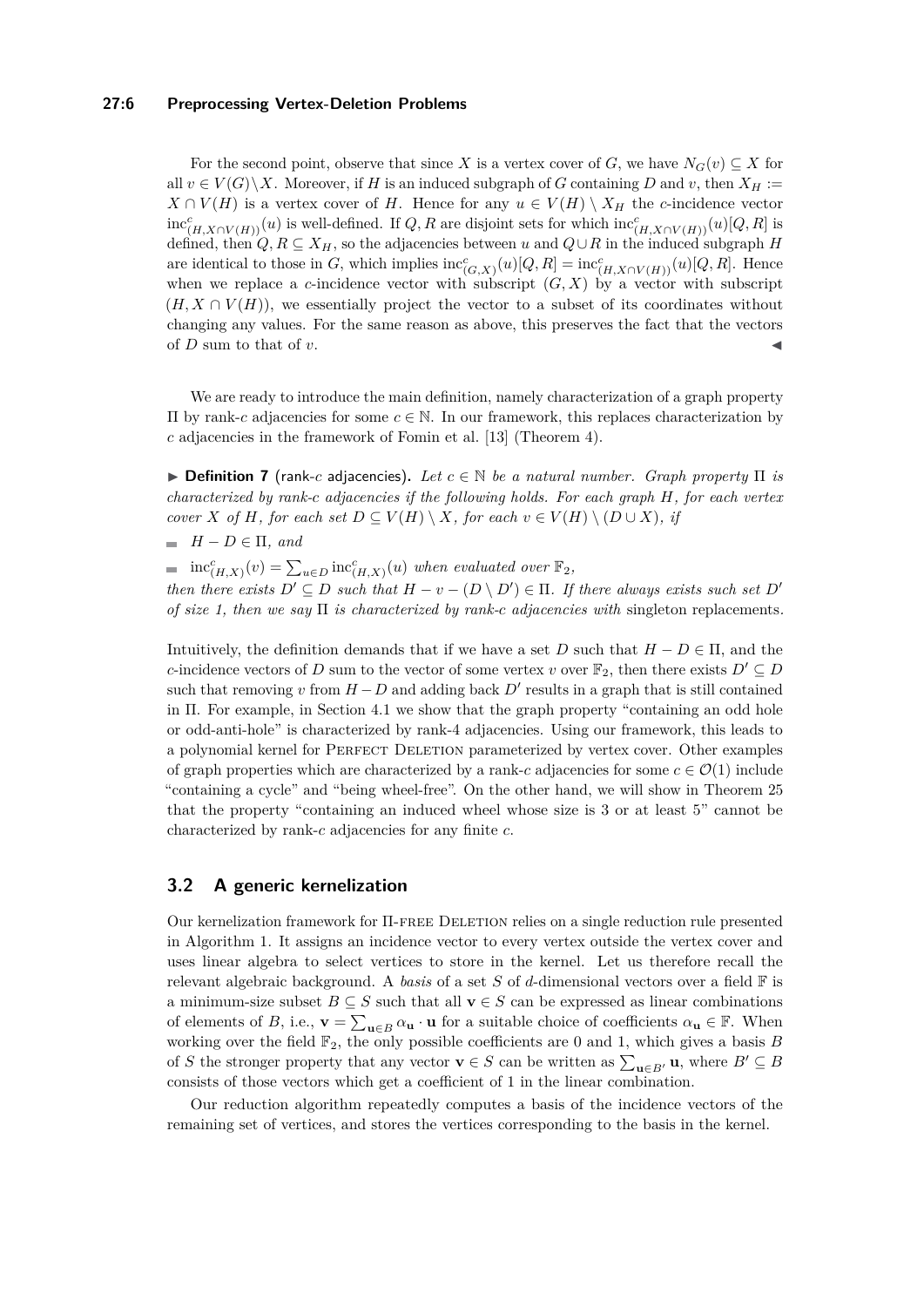For the second point, observe that since $X$ is a vertex cover of $G$, we have $N_G(v) \subseteq X$ for all $v \in V(G) \setminus X$. Moreover, if $H$ is an induced subgraph of $G$ containing $D$ and $v$, then $X_H := X \cap V(H)$ is a vertex cover of $H$. Hence for any $u \in V(H) \setminus X_H$ the $c$-incidence vector $\mathrm{inc}^c_{(H,X\cap V(H))}(u)$ is well-defined. If $Q, R$ are disjoint sets for which $\mathrm{inc}^c_{(H,X\cap V(H))}(u)[Q,R]$ is defined, then $Q, R \subseteq X_H$, so the adjacencies between $u$ and $Q \cup R$ in the induced subgraph $H$ are identical to those in $G$, which implies $\mathrm{inc}^c_{(G,X)}(u)[Q,R] = \mathrm{inc}^c_{(H,X\cap V(H))}(u)[Q,R]$. Hence when we replace a $c$-incidence vector with subscript $(G,X)$ by a vector with subscript $(H, X \cap V(H))$, we essentially project the vector to a subset of its coordinates without changing any values. For the same reason as above, this preserves the fact that the vectors of $D$ sum to that of $v$. ◀

We are ready to introduce the main definition, namely characterization of a graph property $\Pi$ by rank-$c$ adjacencies for some $c \in \mathbb{N}$. In our framework, this replaces characterization by $c$ adjacencies in the framework of Fomin et al. [13] (Theorem 4).

▶ **Definition 7** (rank-$c$ adjacencies). *Let $c \in \mathbb{N}$ be a natural number. Graph property $\Pi$ is characterized by rank-$c$ adjacencies if the following holds. For each graph $H$, for each vertex cover $X$ of $H$, for each set $D \subseteq V(H) \setminus X$, for each $v \in V(H) \setminus (D \cup X)$, if*

- $H - D \in \Pi$, *and*
- $\mathrm{inc}^c_{(H,X)}(v) = \sum_{u\in D} \mathrm{inc}^c_{(H,X)}(u)$ *when evaluated over* $\mathbb{F}_2$,

*then there exists $D' \subseteq D$ such that $H - v - (D \setminus D') \in \Pi$. If there always exists such set $D'$ of size 1, then we say $\Pi$ is characterized by rank-$c$ adjacencies with* singleton replacements*.*

Intuitively, the definition demands that if we have a set $D$ such that $H - D \in \Pi$, and the $c$-incidence vectors of $D$ sum to the vector of some vertex $v$ over $\mathbb{F}_2$, then there exists $D' \subseteq D$ such that removing $v$ from $H - D$ and adding back $D'$ results in a graph that is still contained in $\Pi$. For example, in Section 4.1 we show that the graph property "containing an odd hole or odd-anti-hole" is characterized by rank-4 adjacencies. Using our framework, this leads to a polynomial kernel for Perfect Deletion parameterized by vertex cover. Other examples of graph properties which are characterized by a rank-$c$ adjacencies for some $c \in \mathcal{O}(1)$ include "containing a cycle" and "being wheel-free". On the other hand, we will show in Theorem 25 that the property "containing an induced wheel whose size is 3 or at least 5" cannot be characterized by rank-$c$ adjacencies for any finite $c$.

## 3.2 A generic kernelization

Our kernelization framework for $\Pi$-free Deletion relies on a single reduction rule presented in Algorithm 1. It assigns an incidence vector to every vertex outside the vertex cover and uses linear algebra to select vertices to store in the kernel. Let us therefore recall the relevant algebraic background. A *basis* of a set $S$ of $d$-dimensional vectors over a field $\mathbb{F}$ is a minimum-size subset $B \subseteq S$ such that all $\mathbf{v} \in S$ can be expressed as linear combinations of elements of $B$, i.e., $\mathbf{v} = \sum_{\mathbf{u}\in B} \alpha_{\mathbf{u}} \cdot \mathbf{u}$ for a suitable choice of coefficients $\alpha_{\mathbf{u}} \in \mathbb{F}$. When working over the field $\mathbb{F}_2$, the only possible coefficients are 0 and 1, which gives a basis $B$ of $S$ the stronger property that any vector $\mathbf{v} \in S$ can be written as $\sum_{\mathbf{u}\in B'} \mathbf{u}$, where $B' \subseteq B$ consists of those vectors which get a coefficient of 1 in the linear combination.

Our reduction algorithm repeatedly computes a basis of the incidence vectors of the remaining set of vertices, and stores the vertices corresponding to the basis in the kernel.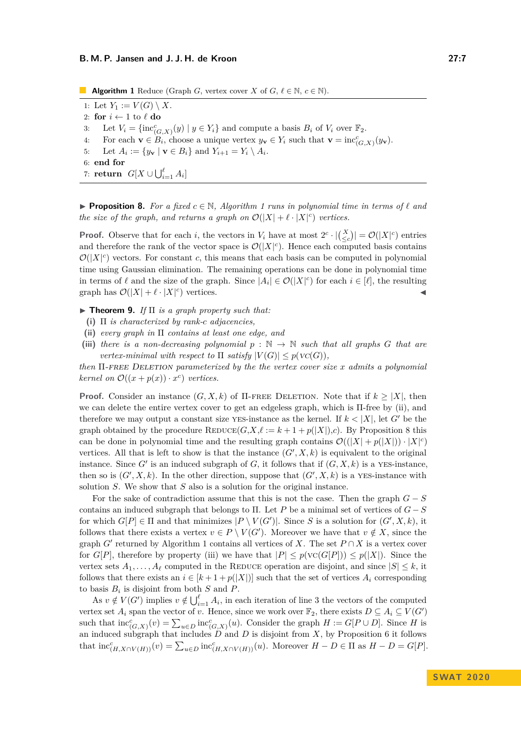**Algorithm 1** Reduce (Graph $G$, vertex cover $X$ of $G$, $\ell \in \mathbb{N}$, $c \in \mathbb{N}$).

```
1: Let Y_1 := V(G) \ X.
2: for i ← 1 to ℓ do
3:    Let V_i = {inc^c_(G,X)(y) | y ∈ Y_i} and compute a basis B_i of V_i over F_2.
4:    For each v ∈ B_i, choose a unique vertex y_v ∈ Y_i such that v = inc^c_(G,X)(y_v).
5:    Let A_i := {y_v | v ∈ B_i} and Y_{i+1} = Y_i \ A_i.
6: end for
7: return G[X ∪ ⋃_{i=1}^ℓ A_i]
```

▶ **Proposition 8.** *For a fixed $c \in \mathbb{N}$, Algorithm 1 runs in polynomial time in terms of $\ell$ and the size of the graph, and returns a graph on $\mathcal{O}(|X| + \ell \cdot |X|^c)$ vertices.*

**Proof.** Observe that for each $i$, the vectors in $V_i$ have at most $2^c \cdot |\binom{X}{\leq c}| = \mathcal{O}(|X|^c)$ entries and therefore the rank of the vector space is $\mathcal{O}(|X|^c)$. Hence each computed basis contains $\mathcal{O}(|X|^c)$ vectors. For constant $c$, this means that each basis can be computed in polynomial time using Gaussian elimination. The remaining operations can be done in polynomial time in terms of $\ell$ and the size of the graph. Since $|A_i| \in \mathcal{O}(|X|^c)$ for each $i \in [\ell]$, the resulting graph has $\mathcal{O}(|X| + \ell \cdot |X|^c)$ vertices. ◀

▶ **Theorem 9.** *If $\Pi$ is a graph property such that:*

**(i)** *$\Pi$ is characterized by rank-$c$ adjacencies,*

**(ii)** *every graph in $\Pi$ contains at least one edge, and*

**(iii)** *there is a non-decreasing polynomial $p : \mathbb{N} \to \mathbb{N}$ such that all graphs $G$ that are vertex-minimal with respect to $\Pi$ satisfy $|V(G)| \leq p(\textsc{vc}(G))$,*

*then $\Pi$-free Deletion parameterized by the the vertex cover size $x$ admits a polynomial kernel on $\mathcal{O}((x + p(x)) \cdot x^c)$ vertices.*

**Proof.** Consider an instance $(G, X, k)$ of $\Pi$-free Deletion. Note that if $k \geq |X|$, then we can delete the entire vertex cover to get an edgeless graph, which is $\Pi$-free by (ii), and therefore we may output a constant size yes-instance as the kernel. If $k < |X|$, let $G'$ be the graph obtained by the procedure Reduce($G$,$X$,$\ell := k + 1 + p(|X|)$,$c$). By Proposition 8 this can be done in polynomial time and the resulting graph contains $\mathcal{O}((|X| + p(|X|)) \cdot |X|^c)$ vertices. All that is left to show is that the instance $(G', X, k)$ is equivalent to the original instance. Since $G'$ is an induced subgraph of $G$, it follows that if $(G, X, k)$ is a yes-instance, then so is $(G', X, k)$. In the other direction, suppose that $(G', X, k)$ is a yes-instance with solution $S$. We show that $S$ also is a solution for the original instance.

For the sake of contradiction assume that this is not the case. Then the graph $G - S$ contains an induced subgraph that belongs to $\Pi$. Let $P$ be a minimal set of vertices of $G - S$ for which $G[P] \in \Pi$ and that minimizes $|P \setminus V(G')|$. Since $S$ is a solution for $(G', X, k)$, it follows that there exists a vertex $v \in P \setminus V(G')$. Moreover we have that $v \notin X$, since the graph $G'$ returned by Algorithm 1 contains all vertices of $X$. The set $P \cap X$ is a vertex cover for $G[P]$, therefore by property (iii) we have that $|P| \leq p(\textsc{vc}(G[P])) \leq p(|X|)$. Since the vertex sets $A_1, \ldots, A_\ell$ computed in the Reduce operation are disjoint, and since $|S| \leq k$, it follows that there exists an $i \in [k+1+p(|X|)]$ such that the set of vertices $A_i$ corresponding to basis $B_i$ is disjoint from both $S$ and $P$.

As $v \notin V(G')$ implies $v \notin \bigcup_{i=1}^{\ell} A_i$, in each iteration of line 3 the vectors of the computed vertex set $A_i$ span the vector of $v$. Hence, since we work over $\mathbb{F}_2$, there exists $D \subseteq A_i \subseteq V(G')$ such that $\mathrm{inc}^c_{(G,X)}(v) = \sum_{u \in D} \mathrm{inc}^c_{(G,X)}(u)$. Consider the graph $H := G[P \cup D]$. Since $H$ is an induced subgraph that includes $D$ and $D$ is disjoint from $X$, by Proposition 6 it follows that $\mathrm{inc}^c_{(H,X \cap V(H))}(v) = \sum_{u \in D} \mathrm{inc}^c_{(H,X \cap V(H))}(u)$. Moreover $H - D \in \Pi$ as $H - D = G[P]$.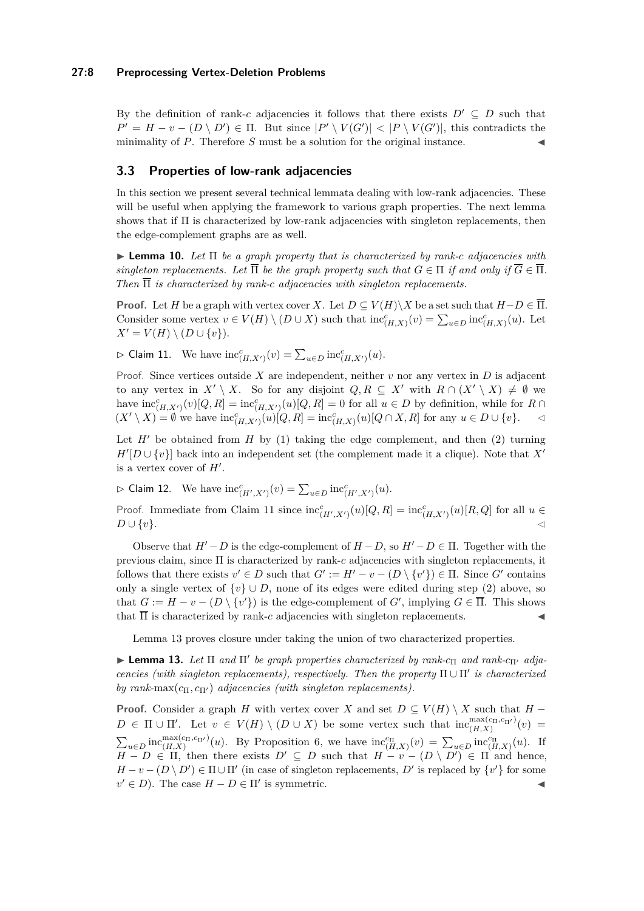By the definition of rank-$c$ adjacencies it follows that there exists $D' \subseteq D$ such that $P' = H - v - (D \setminus D') \in \Pi$. But since $|P' \setminus V(G')| < |P \setminus V(G')|$, this contradicts the minimality of $P$. Therefore $S$ must be a solution for the original instance. ◀

## 3.3 Properties of low-rank adjacencies

In this section we present several technical lemmata dealing with low-rank adjacencies. These will be useful when applying the framework to various graph properties. The next lemma shows that if $\Pi$ is characterized by low-rank adjacencies with singleton replacements, then the edge-complement graphs are as well.

▶ **Lemma 10.** *Let $\Pi$ be a graph property that is characterized by rank-$c$ adjacencies with singleton replacements. Let $\overline{\Pi}$ be the graph property such that $G \in \Pi$ if and only if $\overline{G} \in \overline{\Pi}$. Then $\overline{\Pi}$ is characterized by rank-$c$ adjacencies with singleton replacements.*

**Proof.** Let $H$ be a graph with vertex cover $X$. Let $D \subseteq V(H) \setminus X$ be a set such that $H - D \in \overline{\Pi}$. Consider some vertex $v \in V(H) \setminus (D \cup X)$ such that $\mathrm{inc}^c_{(H,X)}(v) = \sum_{u \in D} \mathrm{inc}^c_{(H,X)}(u)$. Let $X' = V(H) \setminus (D \cup \{v\})$.

▷ Claim 11. We have $\mathrm{inc}^c_{(H,X')}(v) = \sum_{u \in D} \mathrm{inc}^c_{(H,X')}(u)$.

Proof. Since vertices outside $X$ are independent, neither $v$ nor any vertex in $D$ is adjacent to any vertex in $X' \setminus X$. So for any disjoint $Q, R \subseteq X'$ with $R \cap (X' \setminus X) \neq \emptyset$ we have $\mathrm{inc}^c_{(H,X')}(v)[Q,R] = \mathrm{inc}^c_{(H,X')}(u)[Q,R] = 0$ for all $u \in D$ by definition, while for $R \cap (X' \setminus X) = \emptyset$ we have $\mathrm{inc}^c_{(H,X')}(u)[Q,R] = \mathrm{inc}^c_{(H,X)}(u)[Q \cap X, R]$ for any $u \in D \cup \{v\}$. ◁

Let $H'$ be obtained from $H$ by (1) taking the edge complement, and then (2) turning $H'[D \cup \{v\}]$ back into an independent set (the complement made it a clique). Note that $X'$ is a vertex cover of $H'$.

▷ Claim 12. We have $\mathrm{inc}^c_{(H',X')}(v) = \sum_{u \in D} \mathrm{inc}^c_{(H',X')}(u)$.

Proof. Immediate from Claim 11 since $\mathrm{inc}^c_{(H',X')}(u)[Q,R] = \mathrm{inc}^c_{(H,X')}(u)[R,Q]$ for all $u \in D \cup \{v\}$. ◁

Observe that $H' - D$ is the edge-complement of $H - D$, so $H' - D \in \Pi$. Together with the previous claim, since $\Pi$ is characterized by rank-$c$ adjacencies with singleton replacements, it follows that there exists $v' \in D$ such that $G' := H' - v - (D \setminus \{v'\}) \in \Pi$. Since $G'$ contains only a single vertex of $\{v\} \cup D$, none of its edges were edited during step (2) above, so that $G := H - v - (D \setminus \{v'\})$ is the edge-complement of $G'$, implying $G \in \overline{\Pi}$. This shows that $\overline{\Pi}$ is characterized by rank-$c$ adjacencies with singleton replacements. ◀

Lemma 13 proves closure under taking the union of two characterized properties.

▶ **Lemma 13.** *Let $\Pi$ and $\Pi'$ be graph properties characterized by rank-$c_\Pi$ and rank-$c_{\Pi'}$ adjacencies (with singleton replacements), respectively. Then the property $\Pi \cup \Pi'$ is characterized by rank-$\max(c_\Pi, c_{\Pi'})$ adjacencies (with singleton replacements).*

**Proof.** Consider a graph $H$ with vertex cover $X$ and set $D \subseteq V(H) \setminus X$ such that $H - D \in \Pi \cup \Pi'$. Let $v \in V(H) \setminus (D \cup X)$ be some vertex such that $\mathrm{inc}^{\max(c_\Pi, c_{\Pi'})}_{(H,X)}(v) = \sum_{u \in D} \mathrm{inc}^{\max(c_\Pi, c_{\Pi'})}_{(H,X)}(u)$. By Proposition 6, we have $\mathrm{inc}^{c_\Pi}_{(H,X)}(v) = \sum_{u \in D} \mathrm{inc}^{c_\Pi}_{(H,X)}(u)$. If $H - D \in \Pi$, then there exists $D' \subseteq D$ such that $H - v - (D \setminus D') \in \Pi$ and hence, $H - v - (D \setminus D') \in \Pi \cup \Pi'$ (in case of singleton replacements, $D'$ is replaced by $\{v'\}$ for some $v' \in D$). The case $H - D \in \Pi'$ is symmetric. ◀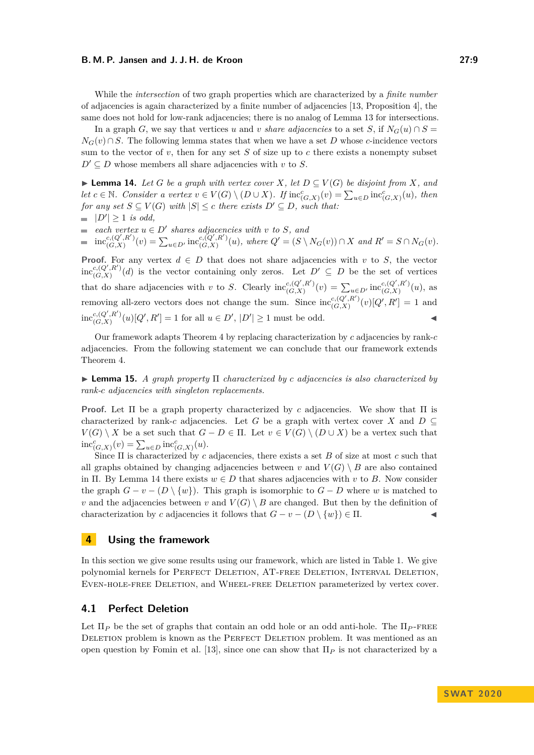While the *intersection* of two graph properties which are characterized by a *finite number* of adjacencies is again characterized by a finite number of adjacencies [13, Proposition 4], the same does not hold for low-rank adjacencies; there is no analog of Lemma 13 for intersections.

In a graph $G$, we say that vertices $u$ and $v$ *share adjacencies* to a set $S$, if $N_G(u) \cap S = N_G(v) \cap S$. The following lemma states that when we have a set $D$ whose $c$-incidence vectors sum to the vector of $v$, then for any set $S$ of size up to $c$ there exists a nonempty subset $D' \subseteq D$ whose members all share adjacencies with $v$ to $S$.

▶ **Lemma 14.** *Let $G$ be a graph with vertex cover $X$, let $D \subseteq V(G)$ be disjoint from $X$, and let $c \in \mathbb{N}$. Consider a vertex $v \in V(G) \setminus (D \cup X)$. If $\mathrm{inc}^c_{(G,X)}(v) = \sum_{u \in D} \mathrm{inc}^c_{(G,X)}(u)$, then for any set $S \subseteq V(G)$ with $|S| \leq c$ there exists $D' \subseteq D$, such that:*

- *$|D'| \geq 1$ is odd,*
- *each vertex $u \in D'$ shares adjacencies with $v$ to $S$, and*
- *$\mathrm{inc}^{c,(Q',R')}_{(G,X)}(v) = \sum_{u \in D'} \mathrm{inc}^{c,(Q',R')}_{(G,X)}(u)$, where $Q' = (S \setminus N_G(v)) \cap X$ and $R' = S \cap N_G(v)$.*

**Proof.** For any vertex $d \in D$ that does not share adjacencies with $v$ to $S$, the vector $\mathrm{inc}^{c,(Q',R')}_{(G,X)}(d)$ is the vector containing only zeros. Let $D' \subseteq D$ be the set of vertices that do share adjacencies with $v$ to $S$. Clearly $\mathrm{inc}^{c,(Q',R')}_{(G,X)}(v) = \sum_{u \in D'} \mathrm{inc}^{c,(Q',R')}_{(G,X)}(u)$, as removing all-zero vectors does not change the sum. Since $\mathrm{inc}^{c,(Q',R')}_{(G,X)}(v)[Q', R'] = 1$ and $\mathrm{inc}^{c,(Q',R')}_{(G,X)}(u)[Q', R'] = 1$ for all $u \in D'$, $|D'| \geq 1$ must be odd. ◀

Our framework adapts Theorem 4 by replacing characterization by $c$ adjacencies by rank-$c$ adjacencies. From the following statement we can conclude that our framework extends Theorem 4.

▶ **Lemma 15.** *A graph property $\Pi$ characterized by $c$ adjacencies is also characterized by rank-$c$ adjacencies with singleton replacements.*

**Proof.** Let $\Pi$ be a graph property characterized by $c$ adjacencies. We show that $\Pi$ is characterized by rank-$c$ adjacencies. Let $G$ be a graph with vertex cover $X$ and $D \subseteq V(G) \setminus X$ be a set such that $G - D \in \Pi$. Let $v \in V(G) \setminus (D \cup X)$ be a vertex such that $\mathrm{inc}^c_{(G,X)}(v) = \sum_{u \in D} \mathrm{inc}^c_{(G,X)}(u)$.

Since $\Pi$ is characterized by $c$ adjacencies, there exists a set $B$ of size at most $c$ such that all graphs obtained by changing adjacencies between $v$ and $V(G) \setminus B$ are also contained in $\Pi$. By Lemma 14 there exists $w \in D$ that shares adjacencies with $v$ to $B$. Now consider the graph $G - v - (D \setminus \{w\})$. This graph is isomorphic to $G - D$ where $w$ is matched to $v$ and the adjacencies between $v$ and $V(G) \setminus B$ are changed. But then by the definition of characterization by $c$ adjacencies it follows that $G - v - (D \setminus \{w\}) \in \Pi$. ◀

## 4 Using the framework

In this section we give some results using our framework, which are listed in Table 1. We give polynomial kernels for Perfect Deletion, AT-free Deletion, Interval Deletion, Even-hole-free Deletion, and Wheel-free Deletion parameterized by vertex cover.

### 4.1 Perfect Deletion

Let $\Pi_P$ be the set of graphs that contain an odd hole or an odd anti-hole. The $\Pi_P$-free Deletion problem is known as the Perfect Deletion problem. It was mentioned as an open question by Fomin et al. [13], since one can show that $\Pi_P$ is not characterized by a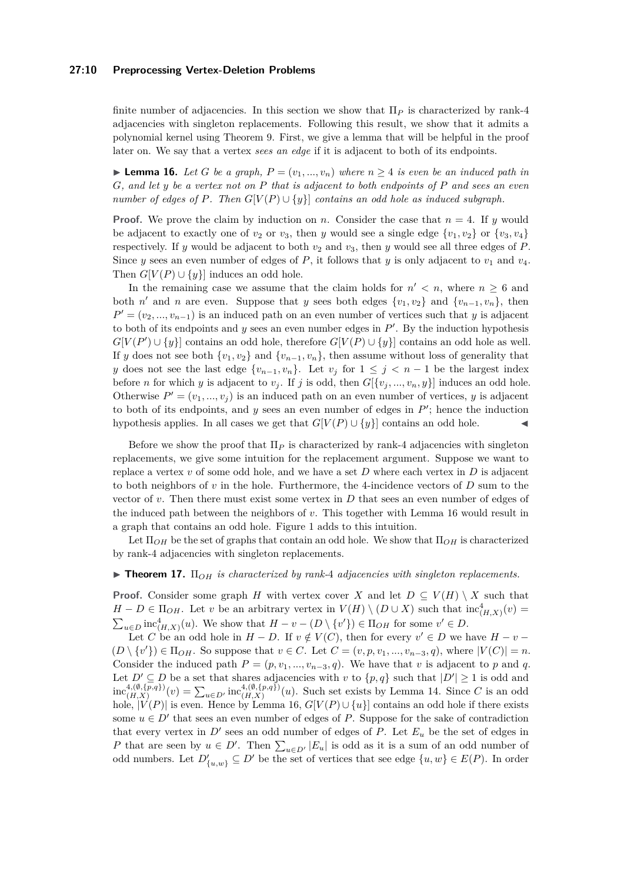finite number of adjacencies. In this section we show that $\Pi_P$ is characterized by rank-4 adjacencies with singleton replacements. Following this result, we show that it admits a polynomial kernel using Theorem 9. First, we give a lemma that will be helpful in the proof later on. We say that a vertex *sees an edge* if it is adjacent to both of its endpoints.

▶ **Lemma 16.** *Let $G$ be a graph, $P = (v_1, ..., v_n)$ where $n \geq 4$ is even be an induced path in $G$, and let $y$ be a vertex not on $P$ that is adjacent to both endpoints of $P$ and sees an even number of edges of $P$. Then $G[V(P) \cup \{y\}]$ contains an odd hole as induced subgraph.*

**Proof.** We prove the claim by induction on $n$. Consider the case that $n = 4$. If $y$ would be adjacent to exactly one of $v_2$ or $v_3$, then $y$ would see a single edge $\{v_1, v_2\}$ or $\{v_3, v_4\}$ respectively. If $y$ would be adjacent to both $v_2$ and $v_3$, then $y$ would see all three edges of $P$. Since $y$ sees an even number of edges of $P$, it follows that $y$ is only adjacent to $v_1$ and $v_4$. Then $G[V(P) \cup \{y\}]$ induces an odd hole.

In the remaining case we assume that the claim holds for $n' < n$, where $n \geq 6$ and both $n'$ and $n$ are even. Suppose that $y$ sees both edges $\{v_1, v_2\}$ and $\{v_{n-1}, v_n\}$, then $P' = (v_2, ..., v_{n-1})$ is an induced path on an even number of vertices such that $y$ is adjacent to both of its endpoints and $y$ sees an even number edges in $P'$. By the induction hypothesis $G[V(P') \cup \{y\}]$ contains an odd hole, therefore $G[V(P) \cup \{y\}]$ contains an odd hole as well. If $y$ does not see both $\{v_1, v_2\}$ and $\{v_{n-1}, v_n\}$, then assume without loss of generality that $y$ does not see the last edge $\{v_{n-1}, v_n\}$. Let $v_j$ for $1 \leq j < n - 1$ be the largest index before $n$ for which $y$ is adjacent to $v_j$. If $j$ is odd, then $G[\{v_j, ..., v_n, y\}]$ induces an odd hole. Otherwise $P' = (v_1, ..., v_j)$ is an induced path on an even number of vertices, $y$ is adjacent to both of its endpoints, and $y$ sees an even number of edges in $P'$; hence the induction hypothesis applies. In all cases we get that $G[V(P) \cup \{y\}]$ contains an odd hole. ◀

Before we show the proof that $\Pi_P$ is characterized by rank-4 adjacencies with singleton replacements, we give some intuition for the replacement argument. Suppose we want to replace a vertex $v$ of some odd hole, and we have a set $D$ where each vertex in $D$ is adjacent to both neighbors of $v$ in the hole. Furthermore, the 4-incidence vectors of $D$ sum to the vector of $v$. Then there must exist some vertex in $D$ that sees an even number of edges of the induced path between the neighbors of $v$. This together with Lemma 16 would result in a graph that contains an odd hole. Figure 1 adds to this intuition.

Let $\Pi_{OH}$ be the set of graphs that contain an odd hole. We show that $\Pi_{OH}$ is characterized by rank-4 adjacencies with singleton replacements.

▶ **Theorem 17.** *$\Pi_{OH}$ is characterized by rank-4 adjacencies with singleton replacements.*

**Proof.** Consider some graph $H$ with vertex cover $X$ and let $D \subseteq V(H) \setminus X$ such that $H - D \in \Pi_{OH}$. Let $v$ be an arbitrary vertex in $V(H) \setminus (D \cup X)$ such that $\text{inc}^4_{(H,X)}(v) = \sum_{u \in D} \text{inc}^4_{(H,X)}(u)$. We show that $H - v - (D \setminus \{v'\}) \in \Pi_{OH}$ for some $v' \in D$.

Let $C$ be an odd hole in $H - D$. If $v \notin V(C)$, then for every $v' \in D$ we have $H - v - (D \setminus \{v'\}) \in \Pi_{OH}$. So suppose that $v \in C$. Let $C = (v, p, v_1, ..., v_{n-3}, q)$, where $|V(C)| = n$. Consider the induced path $P = (p, v_1, ..., v_{n-3}, q)$. We have that $v$ is adjacent to $p$ and $q$. Let $D' \subseteq D$ be a set that shares adjacencies with $v$ to $\{p, q\}$ such that $|D'| \geq 1$ is odd and $\text{inc}^{4,(\emptyset,\{p,q\})}_{(H,X)}(v) = \sum_{u \in D'} \text{inc}^{4,(\emptyset,\{p,q\})}_{(H,X)}(u)$. Such set exists by Lemma 14. Since $C$ is an odd hole, $|V(P)|$ is even. Hence by Lemma 16, $G[V(P) \cup \{u\}]$ contains an odd hole if there exists some $u \in D'$ that sees an even number of edges of $P$. Suppose for the sake of contradiction that every vertex in $D'$ sees an odd number of edges of $P$. Let $E_u$ be the set of edges in $P$ that are seen by $u \in D'$. Then $\sum_{u \in D'} |E_u|$ is odd as it is a sum of an odd number of odd numbers. Let $D'_{\{u,w\}} \subseteq D'$ be the set of vertices that see edge $\{u, w\} \in E(P)$. In order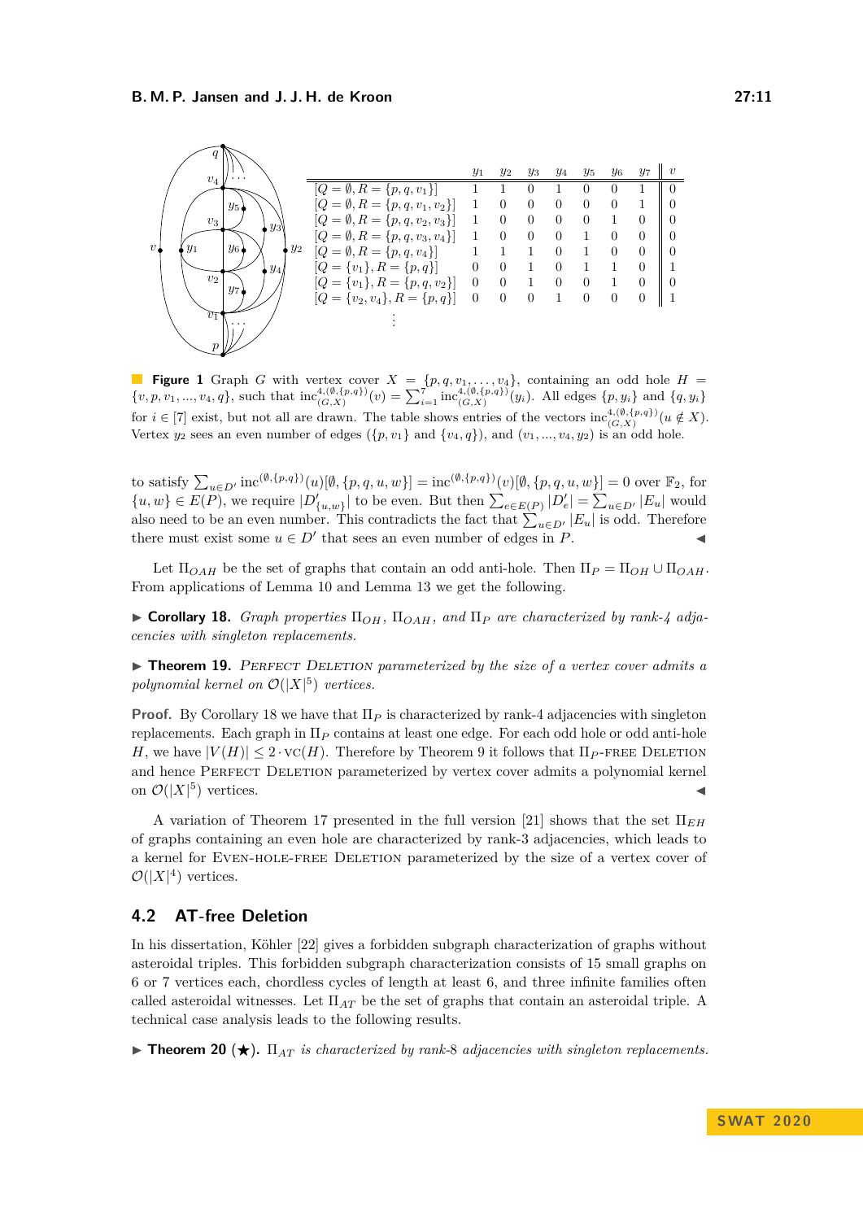|  | $y_1$ | $y_2$ | $y_3$ | $y_4$ | $y_5$ | $y_6$ | $y_7$ | $v$ |
|---|---|---|---|---|---|---|---|---|
| $[Q = \emptyset, R = \{p, q, v_1\}]$ | 1 | 1 | 0 | 1 | 0 | 0 | 1 | 0 |
| $[Q = \emptyset, R = \{p, q, v_1, v_2\}]$ | 1 | 0 | 0 | 0 | 0 | 0 | 1 | 0 |
| $[Q = \emptyset, R = \{p, q, v_2, v_3\}]$ | 1 | 0 | 0 | 0 | 0 | 1 | 0 | 0 |
| $[Q = \emptyset, R = \{p, q, v_3, v_4\}]$ | 1 | 0 | 0 | 0 | 1 | 0 | 0 | 0 |
| $[Q = \emptyset, R = \{p, q, v_4\}]$ | 1 | 1 | 1 | 0 | 1 | 0 | 0 | 0 |
| $[Q = \{v_1\}, R = \{p, q\}]$ | 0 | 0 | 1 | 0 | 1 | 1 | 0 | 1 |
| $[Q = \{v_1\}, R = \{p, q, v_2\}]$ | 0 | 0 | 1 | 0 | 0 | 1 | 0 | 0 |
| $[Q = \{v_2, v_4\}, R = \{p, q\}]$ | 0 | 0 | 0 | 1 | 0 | 0 | 0 | 1 |
| $\vdots$ |  |  |  |  |  |  |  |  |

**Figure 1** Graph $G$ with vertex cover $X = \{p, q, v_1, \ldots, v_4\}$, containing an odd hole $H = \{v, p, v_1, ..., v_4, q\}$, such that $\text{inc}^{4,(\emptyset,\{p,q\})}_{(G,X)}(v) = \sum_{i=1}^{7} \text{inc}^{4,(\emptyset,\{p,q\})}_{(G,X)}(y_i)$. All edges $\{p, y_i\}$ and $\{q, y_i\}$ for $i \in [7]$ exist, but not all are drawn. The table shows entries of the vectors $\text{inc}^{4,(\emptyset,\{p,q\})}_{(G,X)}(u \notin X)$. Vertex $y_2$ sees an even number of edges ($\{p, v_1\}$ and $\{v_4, q\}$), and $(v_1, ..., v_4, y_2)$ is an odd hole.

to satisfy $\sum_{u \in D'} \text{inc}^{(\emptyset,\{p,q\})}(u)[\emptyset, \{p, q, u, w\}] = \text{inc}^{(\emptyset,\{p,q\})}(v)[\emptyset, \{p, q, u, w\}] = 0$ over $\mathbb{F}_2$, for $\{u, w\} \in E(P)$, we require $|D'_{\{u,w\}}|$ to be even. But then $\sum_{e \in E(P)} |D'_e| = \sum_{u \in D'} |E_u|$ would also need to be an even number. This contradicts the fact that $\sum_{u \in D'} |E_u|$ is odd. Therefore there must exist some $u \in D'$ that sees an even number of edges in $P$. ◀

Let $\Pi_{OAH}$ be the set of graphs that contain an odd anti-hole. Then $\Pi_P = \Pi_{OH} \cup \Pi_{OAH}$. From applications of Lemma 10 and Lemma 13 we get the following.

▶ **Corollary 18.** *Graph properties $\Pi_{OH}$, $\Pi_{OAH}$, and $\Pi_P$ are characterized by rank-4 adjacencies with singleton replacements.*

▶ **Theorem 19.** *Perfect Deletion parameterized by the size of a vertex cover admits a polynomial kernel on $\mathcal{O}(|X|^5)$ vertices.*

**Proof.** By Corollary 18 we have that $\Pi_P$ is characterized by rank-4 adjacencies with singleton replacements. Each graph in $\Pi_P$ contains at least one edge. For each odd hole or odd anti-hole $H$, we have $|V(H)| \leq 2 \cdot \text{vc}(H)$. Therefore by Theorem 9 it follows that $\Pi_P$-free Deletion and hence Perfect Deletion parameterized by vertex cover admits a polynomial kernel on $\mathcal{O}(|X|^5)$ vertices. ◀

A variation of Theorem 17 presented in the full version [21] shows that the set $\Pi_{EH}$ of graphs containing an even hole are characterized by rank-3 adjacencies, which leads to a kernel for Even-hole-free Deletion parameterized by the size of a vertex cover of $\mathcal{O}(|X|^4)$ vertices.

## 4.2 AT-free Deletion

In his dissertation, Köhler [22] gives a forbidden subgraph characterization of graphs without asteroidal triples. This forbidden subgraph characterization consists of 15 small graphs on 6 or 7 vertices each, chordless cycles of length at least 6, and three infinite families often called asteroidal witnesses. Let $\Pi_{AT}$ be the set of graphs that contain an asteroidal triple. A technical case analysis leads to the following results.

▶ **Theorem 20** (★)**.** *$\Pi_{AT}$ is characterized by rank-8 adjacencies with singleton replacements.*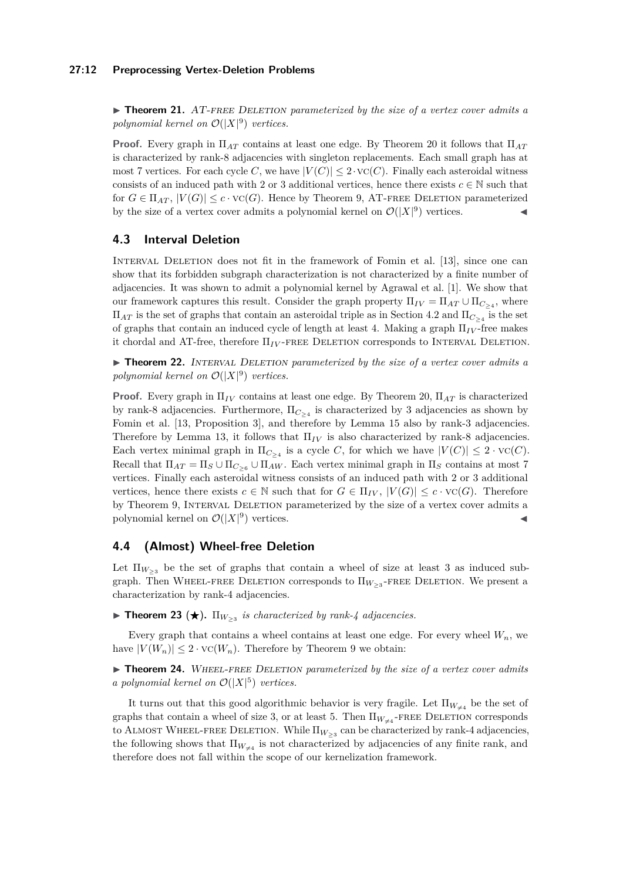▶ **Theorem 21.** *AT-free Deletion parameterized by the size of a vertex cover admits a polynomial kernel on $\mathcal{O}(|X|^9)$ vertices.*

**Proof.** Every graph in $\Pi_{AT}$ contains at least one edge. By Theorem 20 it follows that $\Pi_{AT}$ is characterized by rank-8 adjacencies with singleton replacements. Each small graph has at most 7 vertices. For each cycle $C$, we have $|V(C)| \leq 2 \cdot \text{vc}(C)$. Finally each asteroidal witness consists of an induced path with 2 or 3 additional vertices, hence there exists $c \in \mathbb{N}$ such that for $G \in \Pi_{AT}$, $|V(G)| \leq c \cdot \text{vc}(G)$. Hence by Theorem 9, AT-free Deletion parameterized by the size of a vertex cover admits a polynomial kernel on $\mathcal{O}(|X|^9)$ vertices. ◀

## 4.3 Interval Deletion

Interval Deletion does not fit in the framework of Fomin et al. [13], since one can show that its forbidden subgraph characterization is not characterized by a finite number of adjacencies. It was shown to admit a polynomial kernel by Agrawal et al. [1]. We show that our framework captures this result. Consider the graph property $\Pi_{IV} = \Pi_{AT} \cup \Pi_{C_{\geq 4}}$, where $\Pi_{AT}$ is the set of graphs that contain an asteroidal triple as in Section 4.2 and $\Pi_{C_{\geq 4}}$ is the set of graphs that contain an induced cycle of length at least 4. Making a graph $\Pi_{IV}$-free makes it chordal and AT-free, therefore $\Pi_{IV}$-free Deletion corresponds to Interval Deletion.

▶ **Theorem 22.** *Interval Deletion parameterized by the size of a vertex cover admits a polynomial kernel on $\mathcal{O}(|X|^9)$ vertices.*

**Proof.** Every graph in $\Pi_{IV}$ contains at least one edge. By Theorem 20, $\Pi_{AT}$ is characterized by rank-8 adjacencies. Furthermore, $\Pi_{C_{\geq 4}}$ is characterized by 3 adjacencies as shown by Fomin et al. [13, Proposition 3], and therefore by Lemma 15 also by rank-3 adjacencies. Therefore by Lemma 13, it follows that $\Pi_{IV}$ is also characterized by rank-8 adjacencies. Each vertex minimal graph in $\Pi_{C_{\geq 4}}$ is a cycle $C$, for which we have $|V(C)| \leq 2 \cdot \text{vc}(C)$. Recall that $\Pi_{AT} = \Pi_S \cup \Pi_{C_{\geq 6}} \cup \Pi_{AW}$. Each vertex minimal graph in $\Pi_S$ contains at most 7 vertices. Finally each asteroidal witness consists of an induced path with 2 or 3 additional vertices, hence there exists $c \in \mathbb{N}$ such that for $G \in \Pi_{IV}$, $|V(G)| \leq c \cdot \text{vc}(G)$. Therefore by Theorem 9, Interval Deletion parameterized by the size of a vertex cover admits a polynomial kernel on $\mathcal{O}(|X|^9)$ vertices. ◀

## 4.4 (Almost) Wheel-free Deletion

Let $\Pi_{W_{\geq 3}}$ be the set of graphs that contain a wheel of size at least 3 as induced subgraph. Then Wheel-free Deletion corresponds to $\Pi_{W_{\geq 3}}$-free Deletion. We present a characterization by rank-4 adjacencies.

▶ **Theorem 23 (★).** *$\Pi_{W_{\geq 3}}$ is characterized by rank-4 adjacencies.*

Every graph that contains a wheel contains at least one edge. For every wheel $W_n$, we have $|V(W_n)| \leq 2 \cdot \text{vc}(W_n)$. Therefore by Theorem 9 we obtain:

▶ **Theorem 24.** *Wheel-free Deletion parameterized by the size of a vertex cover admits a polynomial kernel on $\mathcal{O}(|X|^5)$ vertices.*

It turns out that this good algorithmic behavior is very fragile. Let $\Pi_{W_{\neq 4}}$ be the set of graphs that contain a wheel of size 3, or at least 5. Then $\Pi_{W_{\neq 4}}$-free Deletion corresponds to Almost Wheel-free Deletion. While $\Pi_{W_{\geq 3}}$ can be characterized by rank-4 adjacencies, the following shows that $\Pi_{W_{\neq 4}}$ is not characterized by adjacencies of any finite rank, and therefore does not fall within the scope of our kernelization framework.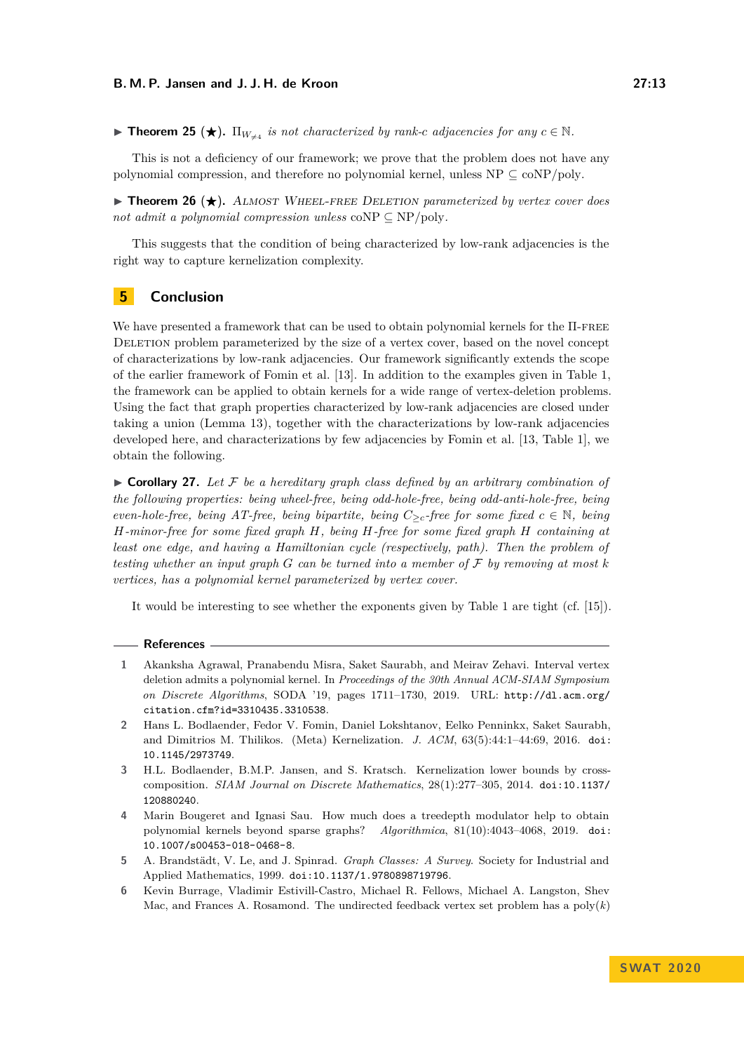▶ **Theorem 25** (★). $\Pi_{W_{\neq 4}}$ *is not characterized by rank-$c$ adjacencies for any $c \in \mathbb{N}$.*

This is not a deficiency of our framework; we prove that the problem does not have any polynomial compression, and therefore no polynomial kernel, unless NP $\subseteq$ coNP/poly.

▶ **Theorem 26** (★). *Almost Wheel-free Deletion parameterized by vertex cover does not admit a polynomial compression unless* coNP $\subseteq$ NP/poly.

This suggests that the condition of being characterized by low-rank adjacencies is the right way to capture kernelization complexity.

## 5 Conclusion

We have presented a framework that can be used to obtain polynomial kernels for the Π-free Deletion problem parameterized by the size of a vertex cover, based on the novel concept of characterizations by low-rank adjacencies. Our framework significantly extends the scope of the earlier framework of Fomin et al. [13]. In addition to the examples given in Table 1, the framework can be applied to obtain kernels for a wide range of vertex-deletion problems. Using the fact that graph properties characterized by low-rank adjacencies are closed under taking a union (Lemma 13), together with the characterizations by low-rank adjacencies developed here, and characterizations by few adjacencies by Fomin et al. [13, Table 1], we obtain the following.

▶ **Corollary 27.** *Let $\mathcal{F}$ be a hereditary graph class defined by an arbitrary combination of the following properties: being wheel-free, being odd-hole-free, being odd-anti-hole-free, being even-hole-free, being AT-free, being bipartite, being $C_{\geq c}$-free for some fixed $c \in \mathbb{N}$, being $H$-minor-free for some fixed graph $H$, being $H$-free for some fixed graph $H$ containing at least one edge, and having a Hamiltonian cycle (respectively, path). Then the problem of testing whether an input graph $G$ can be turned into a member of $\mathcal{F}$ by removing at most $k$ vertices, has a polynomial kernel parameterized by vertex cover.*

It would be interesting to see whether the exponents given by Table 1 are tight (cf. [15]).

## References

1. Akanksha Agrawal, Pranabendu Misra, Saket Saurabh, and Meirav Zehavi. Interval vertex deletion admits a polynomial kernel. In *Proceedings of the 30th Annual ACM-SIAM Symposium on Discrete Algorithms*, SODA '19, pages 1711–1730, 2019. URL: http://dl.acm.org/citation.cfm?id=3310435.3310538.
2. Hans L. Bodlaender, Fedor V. Fomin, Daniel Lokshtanov, Eelko Penninkx, Saket Saurabh, and Dimitrios M. Thilikos. (Meta) Kernelization. *J. ACM*, 63(5):44:1–44:69, 2016. doi:10.1145/2973749.
3. H.L. Bodlaender, B.M.P. Jansen, and S. Kratsch. Kernelization lower bounds by cross-composition. *SIAM Journal on Discrete Mathematics*, 28(1):277–305, 2014. doi:10.1137/120880240.
4. Marin Bougeret and Ignasi Sau. How much does a treedepth modulator help to obtain polynomial kernels beyond sparse graphs? *Algorithmica*, 81(10):4043–4068, 2019. doi:10.1007/s00453-018-0468-8.
5. A. Brandstädt, V. Le, and J. Spinrad. *Graph Classes: A Survey*. Society for Industrial and Applied Mathematics, 1999. doi:10.1137/1.9780898719796.
6. Kevin Burrage, Vladimir Estivill-Castro, Michael R. Fellows, Michael A. Langston, Shev Mac, and Frances A. Rosamond. The undirected feedback vertex set problem has a poly($k$)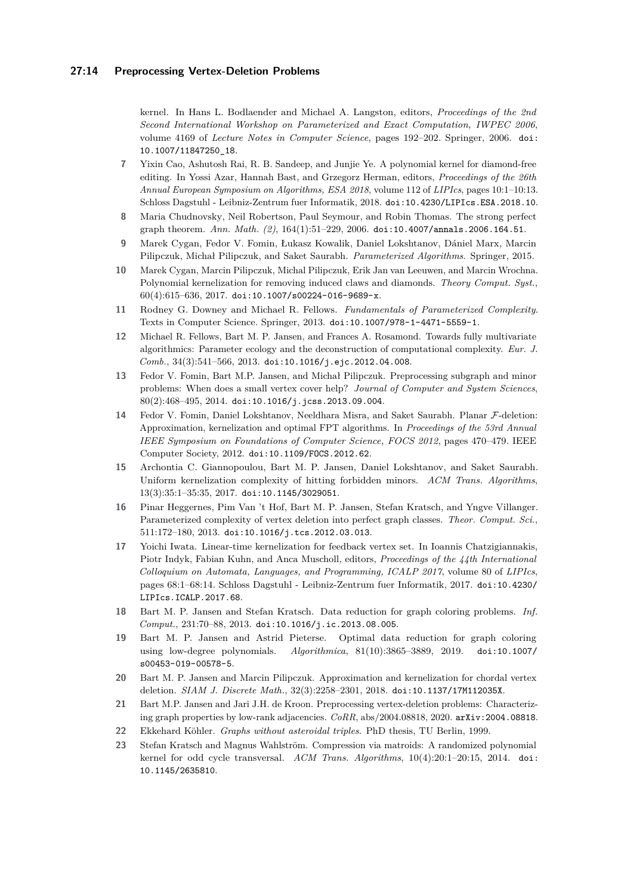kernel. In Hans L. Bodlaender and Michael A. Langston, editors, *Proceedings of the 2nd Second International Workshop on Parameterized and Exact Computation, IWPEC 2006*, volume 4169 of *Lecture Notes in Computer Science*, pages 192–202. Springer, 2006. doi:10.1007/11847250_18.

7 Yixin Cao, Ashutosh Rai, R. B. Sandeep, and Junjie Ye. A polynomial kernel for diamond-free editing. In Yossi Azar, Hannah Bast, and Grzegorz Herman, editors, *Proceedings of the 26th Annual European Symposium on Algorithms, ESA 2018*, volume 112 of *LIPIcs*, pages 10:1–10:13. Schloss Dagstuhl - Leibniz-Zentrum fuer Informatik, 2018. doi:10.4230/LIPIcs.ESA.2018.10.

8 Maria Chudnovsky, Neil Robertson, Paul Seymour, and Robin Thomas. The strong perfect graph theorem. *Ann. Math. (2)*, 164(1):51–229, 2006. doi:10.4007/annals.2006.164.51.

9 Marek Cygan, Fedor V. Fomin, Łukasz Kowalik, Daniel Lokshtanov, Dániel Marx, Marcin Pilipczuk, Michał Pilipczuk, and Saket Saurabh. *Parameterized Algorithms*. Springer, 2015.

10 Marek Cygan, Marcin Pilipczuk, Michal Pilipczuk, Erik Jan van Leeuwen, and Marcin Wrochna. Polynomial kernelization for removing induced claws and diamonds. *Theory Comput. Syst.*, 60(4):615–636, 2017. doi:10.1007/s00224-016-9689-x.

11 Rodney G. Downey and Michael R. Fellows. *Fundamentals of Parameterized Complexity*. Texts in Computer Science. Springer, 2013. doi:10.1007/978-1-4471-5559-1.

12 Michael R. Fellows, Bart M. P. Jansen, and Frances A. Rosamond. Towards fully multivariate algorithmics: Parameter ecology and the deconstruction of computational complexity. *Eur. J. Comb.*, 34(3):541–566, 2013. doi:10.1016/j.ejc.2012.04.008.

13 Fedor V. Fomin, Bart M.P. Jansen, and Michał Pilipczuk. Preprocessing subgraph and minor problems: When does a small vertex cover help? *Journal of Computer and System Sciences*, 80(2):468–495, 2014. doi:10.1016/j.jcss.2013.09.004.

14 Fedor V. Fomin, Daniel Lokshtanov, Neeldhara Misra, and Saket Saurabh. Planar $\mathcal{F}$-deletion: Approximation, kernelization and optimal FPT algorithms. In *Proceedings of the 53rd Annual IEEE Symposium on Foundations of Computer Science, FOCS 2012*, pages 470–479. IEEE Computer Society, 2012. doi:10.1109/FOCS.2012.62.

15 Archontia C. Giannopoulou, Bart M. P. Jansen, Daniel Lokshtanov, and Saket Saurabh. Uniform kernelization complexity of hitting forbidden minors. *ACM Trans. Algorithms*, 13(3):35:1–35:35, 2017. doi:10.1145/3029051.

16 Pinar Heggernes, Pim Van 't Hof, Bart M. P. Jansen, Stefan Kratsch, and Yngve Villanger. Parameterized complexity of vertex deletion into perfect graph classes. *Theor. Comput. Sci.*, 511:172–180, 2013. doi:10.1016/j.tcs.2012.03.013.

17 Yoichi Iwata. Linear-time kernelization for feedback vertex set. In Ioannis Chatzigiannakis, Piotr Indyk, Fabian Kuhn, and Anca Muscholl, editors, *Proceedings of the 44th International Colloquium on Automata, Languages, and Programming, ICALP 2017*, volume 80 of *LIPIcs*, pages 68:1–68:14. Schloss Dagstuhl - Leibniz-Zentrum fuer Informatik, 2017. doi:10.4230/LIPIcs.ICALP.2017.68.

18 Bart M. P. Jansen and Stefan Kratsch. Data reduction for graph coloring problems. *Inf. Comput.*, 231:70–88, 2013. doi:10.1016/j.ic.2013.08.005.

19 Bart M. P. Jansen and Astrid Pieterse. Optimal data reduction for graph coloring using low-degree polynomials. *Algorithmica*, 81(10):3865–3889, 2019. doi:10.1007/s00453-019-00578-5.

20 Bart M. P. Jansen and Marcin Pilipczuk. Approximation and kernelization for chordal vertex deletion. *SIAM J. Discrete Math.*, 32(3):2258–2301, 2018. doi:10.1137/17M112035X.

21 Bart M.P. Jansen and Jari J.H. de Kroon. Preprocessing vertex-deletion problems: Characterizing graph properties by low-rank adjacencies. *CoRR*, abs/2004.08818, 2020. arXiv:2004.08818.

22 Ekkehard Köhler. *Graphs without asteroidal triples*. PhD thesis, TU Berlin, 1999.

23 Stefan Kratsch and Magnus Wahlström. Compression via matroids: A randomized polynomial kernel for odd cycle transversal. *ACM Trans. Algorithms*, 10(4):20:1–20:15, 2014. doi:10.1145/2635810.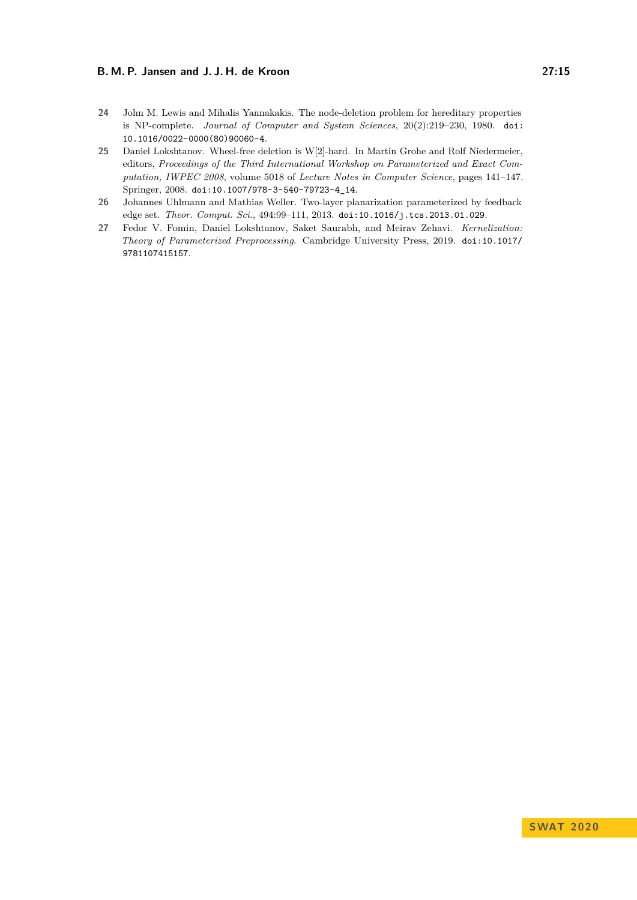24 John M. Lewis and Mihalis Yannakakis. The node-deletion problem for hereditary properties is NP-complete. *Journal of Computer and System Sciences*, 20(2):219–230, 1980. doi:10.1016/0022-0000(80)90060-4.

25 Daniel Lokshtanov. Wheel-free deletion is W[2]-hard. In Martin Grohe and Rolf Niedermeier, editors, *Proceedings of the Third International Workshop on Parameterized and Exact Computation, IWPEC 2008*, volume 5018 of *Lecture Notes in Computer Science*, pages 141–147. Springer, 2008. doi:10.1007/978-3-540-79723-4_14.

26 Johannes Uhlmann and Mathias Weller. Two-layer planarization parameterized by feedback edge set. *Theor. Comput. Sci.*, 494:99–111, 2013. doi:10.1016/j.tcs.2013.01.029.

27 Fedor V. Fomin, Daniel Lokshtanov, Saket Saurabh, and Meirav Zehavi. *Kernelization: Theory of Parameterized Preprocessing*. Cambridge University Press, 2019. doi:10.1017/9781107415157.